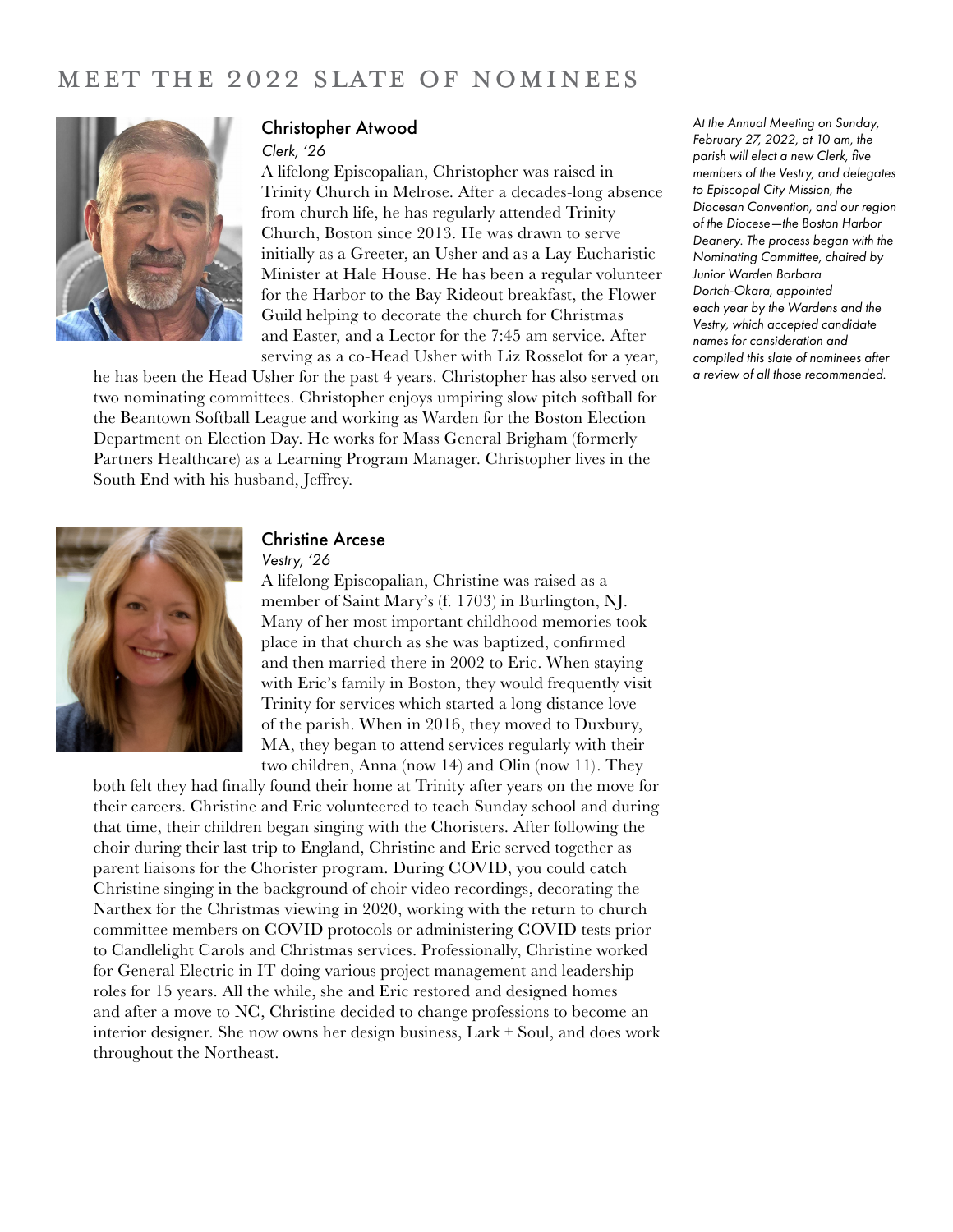# MEET THE 2022 SLATE OF NOMINEES

*At the Annual Meeting on Sunday, February 27, 2022, at 10 am, the parish will elect a new Clerk, five members of the Vestry, and delegates to Episcopal City Mission, the Diocesan Convention, and our region of the Diocese—the Boston Harbor Deanery. The process began with the Nominating Committee, chaired by Junior Warden Barbara Dortch-Okara, appointed each year by the Wardens and the Vestry, which accepted candidate names for consideration and compiled this slate of nominees after a review of all those recommended.*

## Christopher Atwood

*Clerk, '26*

A lifelong Episcopalian, Christopher was raised in Trinity Church in Melrose. After a decades-long absence from church life, he has regularly attended Trinity Church, Boston since 2013. He was drawn to serve initially as a Greeter, an Usher and as a Lay Eucharistic Minister at Hale House. He has been a regular volunteer for the Harbor to the Bay Rideout breakfast, the Flower Guild helping to decorate the church for Christmas and Easter, and a Lector for the 7:45 am service. After serving as a co-Head Usher with Liz Rosselot for a year, he has been the Head Usher for the past 4 years. Christopher has also served on two nominating committees. Christopher enjoys umpiring slow pitch softball for the Beantown Softball League and working as Warden for the Boston Election Department on Election Day. He works for Mass General Brigham (formerly Partners Healthcare) as a Learning Program Manager. Christopher lives in the South End with his husband, Jeffrey.

## Christine Arcese

*Vestry, '26*

A lifelong Episcopalian, Christine was raised as a member of Saint Mary's (f. 1703) in Burlington, NJ. Many of her most important childhood memories took place in that church as she was baptized, confirmed and then married there in 2002 to Eric. When staying with Eric's family in Boston, they would frequently visit Trinity for services which started a long distance love of the parish. When in 2016, they moved to Duxbury, MA, they began to attend services regularly with their two children, Anna (now 14) and Olin (now 11). They both felt they had finally found their home at Trinity after years on the move for their careers. Christine and Eric volunteered to teach Sunday school and during that time, their children began singing with the Choristers. After following the choir during their last trip to England, Christine and Eric served together as parent liaisons for the Chorister program. During COVID, you could catch Christine singing in the background of choir video recordings, decorating the Narthex for the Christmas viewing in 2020, working with the return to church committee members on COVID protocols or administering COVID tests prior to Candlelight Carols and Christmas services. Professionally, Christine worked for General Electric in IT doing various project management and leadership roles for 15 years. All the while, she and Eric restored and designed homes and after a move to NC, Christine decided to change professions to become an interior designer. She now owns her design business, Lark + Soul, and does work throughout the Northeast.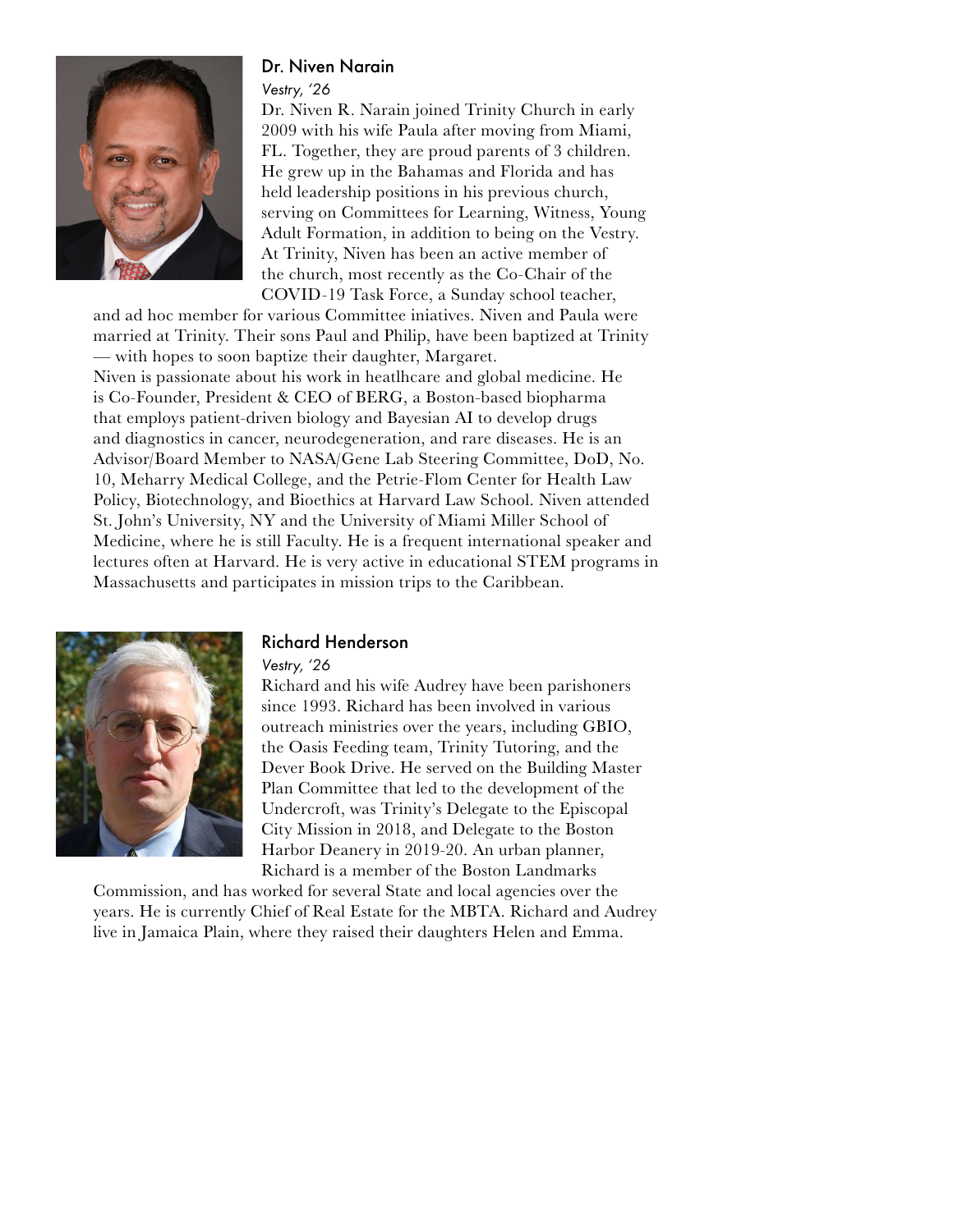### Dr. Niven Narain

*Vestry, '26*

Dr. Niven R. Narain joined Trinity Church in early 2009 with his wife Paula after moving from Miami, FL. Together, they are proud parents of 3 children. He grew up in the Bahamas and Florida and has held leadership positions in his previous church, serving on Committees for Learning, Witness, Young Adult Formation, in addition to being on the Vestry. At Trinity, Niven has been an active member of the church, most recently as the Co-Chair of the COVID-19 Task Force, a Sunday school teacher, and ad hoc member for various Committee iniatives. Niven and Paula were married at Trinity. Their sons Paul and Philip, have been baptized at Trinity — with hopes to soon baptize their daughter, Margaret.

Niven is passionate about his work in heatlhcare and global medicine. He is Co-Founder, President & CEO of BERG, a Boston-based biopharma that employs patient-driven biology and Bayesian AI to develop drugs and diagnostics in cancer, neurodegeneration, and rare diseases. He is an Advisor/Board Member to NASA/Gene Lab Steering Committee, DoD, No. 10, Meharry Medical College, and the Petrie-Flom Center for Health Law Policy, Biotechnology, and Bioethics at Harvard Law School. Niven attended St. John's University, NY and the University of Miami Miller School of Medicine, where he is still Faculty. He is a frequent international speaker and lectures often at Harvard. He is very active in educational STEM programs in Massachusetts and participates in mission trips to the Caribbean.

### Richard Henderson

*Vestry, '26*

Richard and his wife Audrey have been parishoners since 1993. Richard has been involved in various outreach ministries over the years, including GBIO, the Oasis Feeding team, Trinity Tutoring, and the Dever Book Drive. He served on the Building Master Plan Committee that led to the development of the Undercroft, was Trinity's Delegate to the Episcopal City Mission in 2018, and Delegate to the Boston Harbor Deanery in 2019-20. An urban planner, Richard is a member of the Boston Landmarks Commission, and has worked for several State and local agencies over the years. He is currently Chief of Real Estate for the MBTA. Richard and Audrey live in Jamaica Plain, where they raised their daughters Helen and Emma.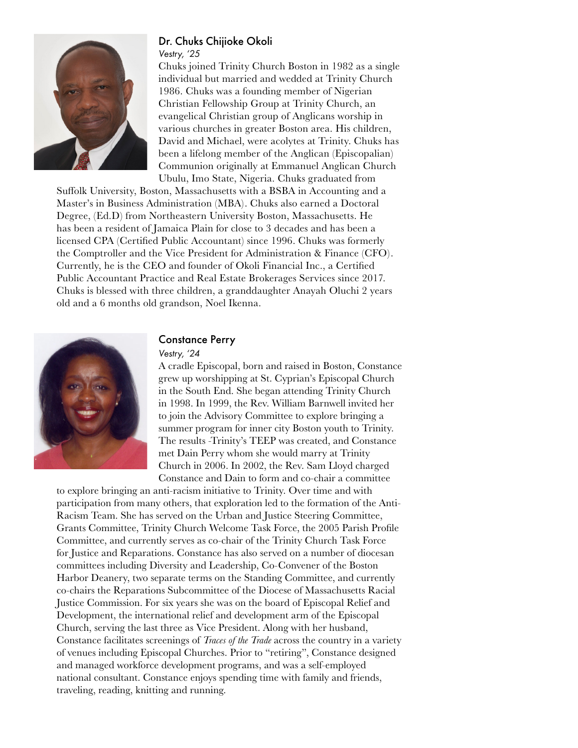## Dr. Chuks Chijioke Okoli

*Vestry, '25*

Chuks joined Trinity Church Boston in 1982 as a single individual but married and wedded at Trinity Church 1986. Chuks was a founding member of Nigerian Christian Fellowship Group at Trinity Church, an evangelical Christian group of Anglicans worship in various churches in greater Boston area. His children, David and Michael, were acolytes at Trinity. Chuks has been a lifelong member of the Anglican (Episcopalian) Communion originally at Emmanuel Anglican Church Ubulu, Imo State, Nigeria. Chuks graduated from Suffolk University, Boston, Massachusetts with a BSBA in Accounting and a Master's in Business Administration (MBA). Chuks also earned a Doctoral Degree, (Ed.D) from Northeastern University Boston, Massachusetts. He has been a resident of Jamaica Plain for close to 3 decades and has been a licensed CPA (Certified Public Accountant) since 1996. Chuks was formerly the Comptroller and the Vice President for Administration & Finance (CFO). Currently, he is the CEO and founder of Okoli Financial Inc., a Certified Public Accountant Practice and Real Estate Brokerages Services since 2017. Chuks is blessed with three children, a granddaughter Anayah Oluchi 2 years old and a 6 months old grandson, Noel Ikenna.

## Constance Perry

*Vestry, '24*

A cradle Episcopal, born and raised in Boston, Constance grew up worshipping at St. Cyprian's Episcopal Church in the South End. She began attending Trinity Church in 1998. In 1999, the Rev. William Barnwell invited her to join the Advisory Committee to explore bringing a summer program for inner city Boston youth to Trinity. The results -Trinity's TEEP was created, and Constance met Dain Perry whom she would marry at Trinity Church in 2006. In 2002, the Rev. Sam Lloyd charged Constance and Dain to form and co-chair a committee to explore bringing an anti-racism initiative to Trinity. Over time and with participation from many others, that exploration led to the formation of the Anti-Racism Team. She has served on the Urban and Justice Steering Committee, Grants Committee, Trinity Church Welcome Task Force, the 2005 Parish Profile Committee, and currently serves as co-chair of the Trinity Church Task Force for Justice and Reparations. Constance has also served on a number of diocesan committees including Diversity and Leadership, Co-Convener of the Boston Harbor Deanery, two separate terms on the Standing Committee, and currently co-chairs the Reparations Subcommittee of the Diocese of Massachusetts Racial Justice Commission. For six years she was on the board of Episcopal Relief and Development, the international relief and development arm of the Episcopal Church, serving the last three as Vice President. Along with her husband, Constance facilitates screenings of *Traces of the Trade* across the country in a variety of venues including Episcopal Churches. Prior to "retiring", Constance designed and managed workforce development programs, and was a self-employed national consultant. Constance enjoys spending time with family and friends, traveling, reading, knitting and running.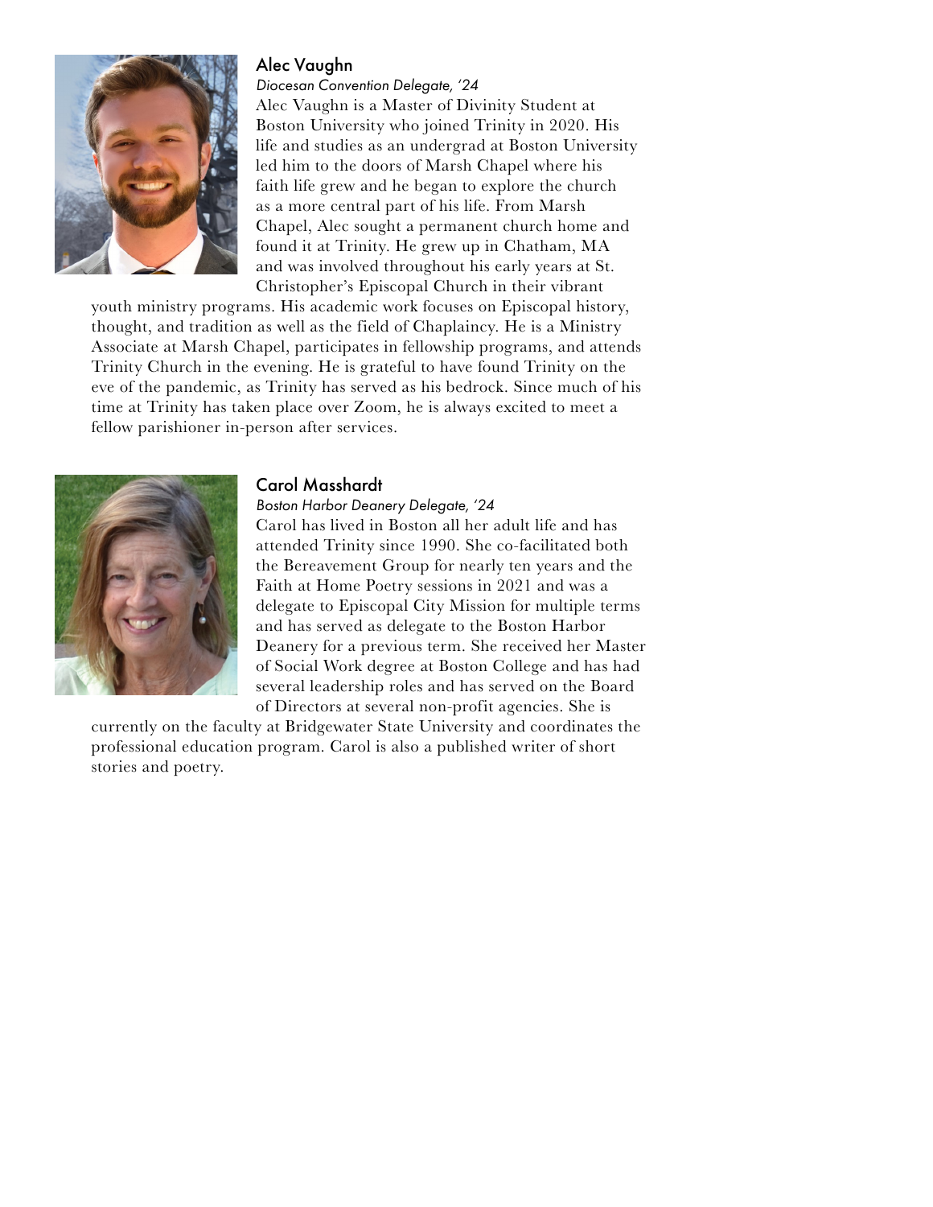### Alec Vaughn

*Diocesan Convention Delegate, '24*

Alec Vaughn is a Master of Divinity Student at Boston University who joined Trinity in 2020. His life and studies as an undergrad at Boston University led him to the doors of Marsh Chapel where his faith life grew and he began to explore the church as a more central part of his life. From Marsh Chapel, Alec sought a permanent church home and found it at Trinity. He grew up in Chatham, MA and was involved throughout his early years at St. Christopher's Episcopal Church in their vibrant youth ministry programs. His academic work focuses on Episcopal history, thought, and tradition as well as the field of Chaplaincy. He is a Ministry Associate at Marsh Chapel, participates in fellowship programs, and attends Trinity Church in the evening. He is grateful to have found Trinity on the eve of the pandemic, as Trinity has served as his bedrock. Since much of his time at Trinity has taken place over Zoom, he is always excited to meet a fellow parishioner in-person after services.

### Carol Masshardt

*Boston Harbor Deanery Delegate, '24*

Carol has lived in Boston all her adult life and has attended Trinity since 1990. She co-facilitated both the Bereavement Group for nearly ten years and the Faith at Home Poetry sessions in 2021 and was a delegate to Episcopal City Mission for multiple terms and has served as delegate to the Boston Harbor Deanery for a previous term. She received her Master of Social Work degree at Boston College and has had several leadership roles and has served on the Board of Directors at several non-profit agencies. She is currently on the faculty at Bridgewater State University and coordinates the professional education program. Carol is also a published writer of short stories and poetry.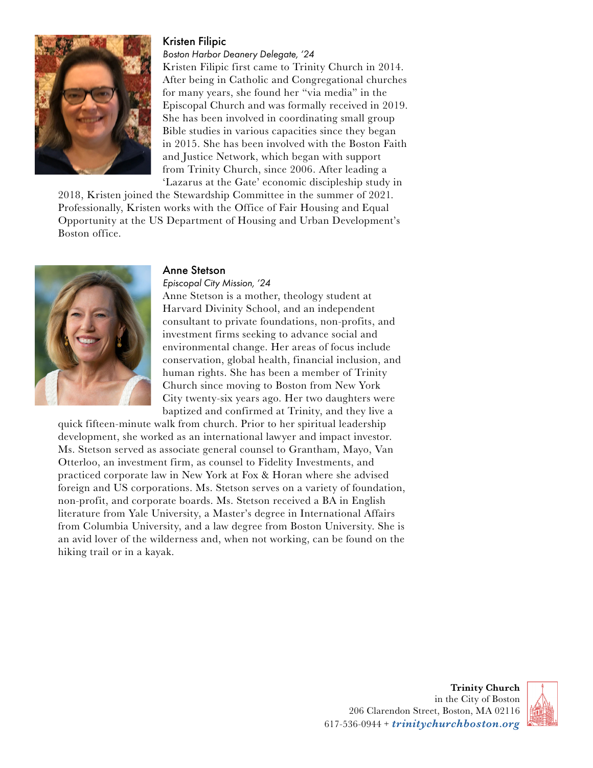### Kristen Filipic

*Boston Harbor Deanery Delegate, '24*

Kristen Filipic first came to Trinity Church in 2014. After being in Catholic and Congregational churches for many years, she found her "via media" in the Episcopal Church and was formally received in 2019. She has been involved in coordinating small group Bible studies in various capacities since they began in 2015. She has been involved with the Boston Faith and Justice Network, which began with support from Trinity Church, since 2006. After leading a 'Lazarus at the Gate' economic discipleship study in 2018, Kristen joined the Stewardship Committee in the summer of 2021. Professionally, Kristen works with the Office of Fair Housing and Equal Opportunity at the US Department of Housing and Urban Development's Boston office.

### Anne Stetson

*Episcopal City Mission, '24*

Anne Stetson is a mother, theology student at Harvard Divinity School, and an independent consultant to private foundations, non-profits, and investment firms seeking to advance social and environmental change. Her areas of focus include conservation, global health, financial inclusion, and human rights. She has been a member of Trinity Church since moving to Boston from New York City twenty-six years ago. Her two daughters were baptized and confirmed at Trinity, and they live a quick fifteen-minute walk from church. Prior to her spiritual leadership development, she worked as an international lawyer and impact investor. Ms. Stetson served as associate general counsel to Grantham, Mayo, Van Otterloo, an investment firm, as counsel to Fidelity Investments, and practiced corporate law in New York at Fox & Horan where she advised foreign and US corporations. Ms. Stetson serves on a variety of foundation, non-profit, and corporate boards. Ms. Stetson received a BA in English literature from Yale University, a Master's degree in International Affairs from Columbia University, and a law degree from Boston University. She is an avid lover of the wilderness and, when not working, can be found on the hiking trail or in a kayak.

**Trinity Church**
in the City of Boston
206 Clarendon Street, Boston, MA 02116
617-536-0944 + ***trinitychurchboston.org***